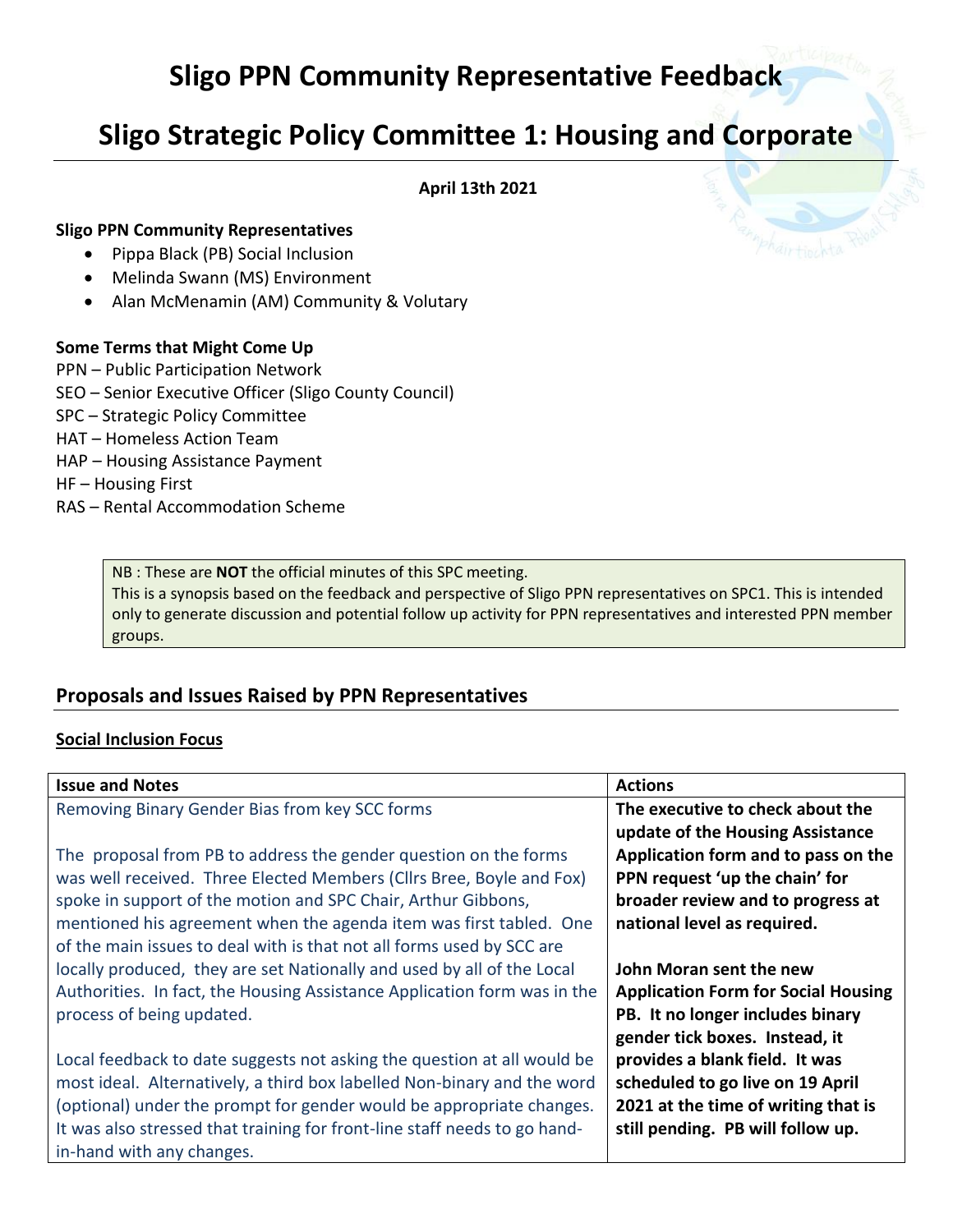# Sligo PPN Community Representative Feedback

# Sligo Strategic Policy Committee 1: Housing and Corporate

**April 13th 2021**

**Sligo PPN Community Representatives**

- Pippa Black (PB) Social Inclusion
- Melinda Swann (MS) Environment
- Alan McMenamin (AM) Community & Volutary

**Some Terms that Might Come Up**

PPN – Public Participation Network
SEO – Senior Executive Officer (Sligo County Council)
SPC – Strategic Policy Committee
HAT – Homeless Action Team
HAP – Housing Assistance Payment
HF – Housing First
RAS – Rental Accommodation Scheme

> NB : These are **NOT** the official minutes of this SPC meeting.
> This is a synopsis based on the feedback and perspective of Sligo PPN representatives on SPC1. This is intended only to generate discussion and potential follow up activity for PPN representatives and interested PPN member groups.

## Proposals and Issues Raised by PPN Representatives

**Social Inclusion Focus**

| Issue and Notes | Actions |
|---|---|
| Removing Binary Gender Bias from key SCC forms<br><br>The proposal from PB to address the gender question on the forms was well received. Three Elected Members (Cllrs Bree, Boyle and Fox) spoke in support of the motion and SPC Chair, Arthur Gibbons, mentioned his agreement when the agenda item was first tabled. One of the main issues to deal with is that not all forms used by SCC are locally produced, they are set Nationally and used by all of the Local Authorities. In fact, the Housing Assistance Application form was in the process of being updated.<br><br>Local feedback to date suggests not asking the question at all would be most ideal. Alternatively, a third box labelled Non-binary and the word (optional) under the prompt for gender would be appropriate changes. It was also stressed that training for front-line staff needs to go hand-in-hand with any changes. | **The executive to check about the update of the Housing Assistance Application form and to pass on the PPN request 'up the chain' for broader review and to progress at national level as required.**<br><br>**John Moran sent the new Application Form for Social Housing PB. It no longer includes binary gender tick boxes. Instead, it provides a blank field. It was scheduled to go live on 19 April 2021 at the time of writing that is still pending. PB will follow up.** |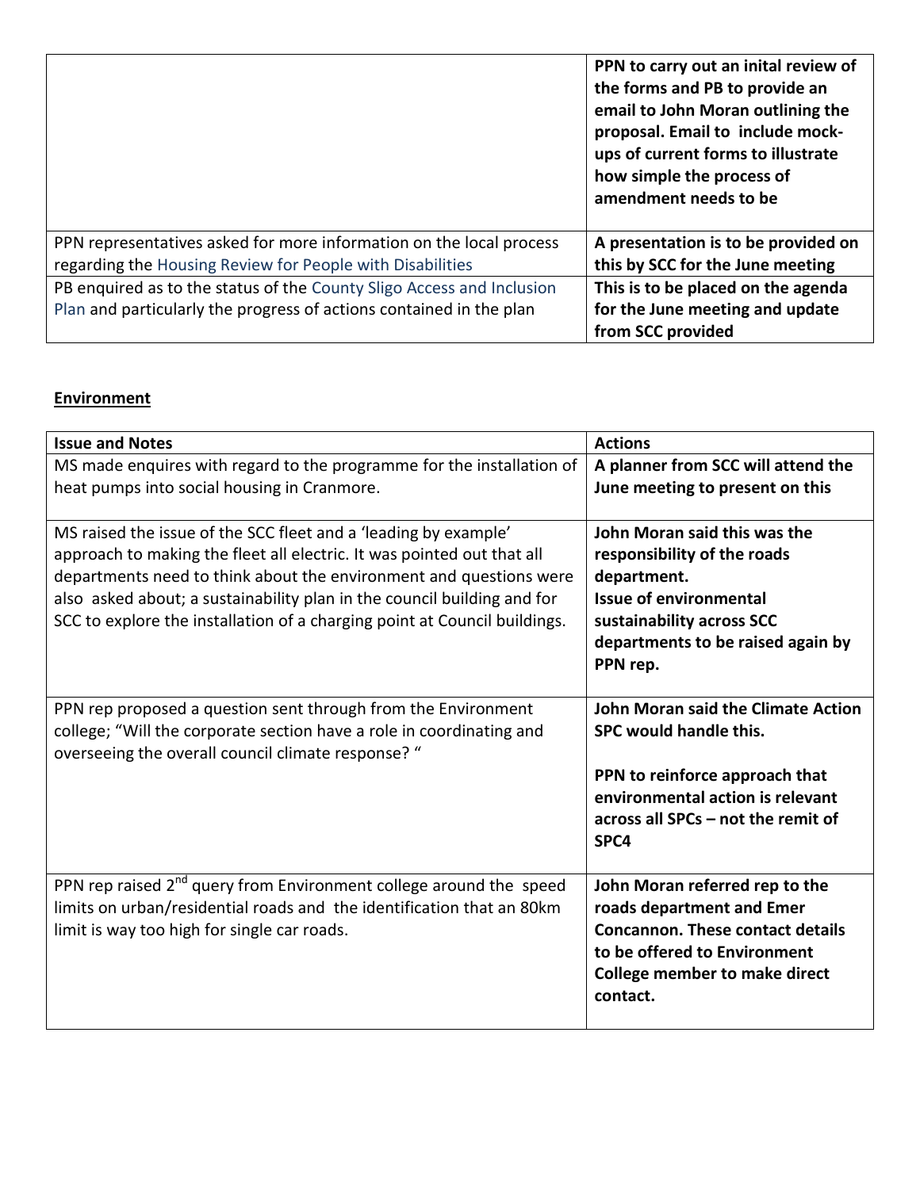| | |
|---|---|
| | **PPN to carry out an inital review of the forms and PB to provide an email to John Moran outlining the proposal. Email to include mock-ups of current forms to illustrate how simple the process of amendment needs to be** |
| PPN representatives asked for more information on the local process regarding the Housing Review for People with Disabilities | **A presentation is to be provided on this by SCC for the June meeting** |
| PB enquired as to the status of the County Sligo Access and Inclusion Plan and particularly the progress of actions contained in the plan | **This is to be placed on the agenda for the June meeting and update from SCC provided** |

## Environment

| Issue and Notes | Actions |
|---|---|
| MS made enquires with regard to the programme for the installation of heat pumps into social housing in Cranmore. | **A planner from SCC will attend the June meeting to present on this** |
| MS raised the issue of the SCC fleet and a 'leading by example' approach to making the fleet all electric. It was pointed out that all departments need to think about the environment and questions were also asked about; a sustainability plan in the council building and for SCC to explore the installation of a charging point at Council buildings. | **John Moran said this was the responsibility of the roads department.** **Issue of environmental sustainability across SCC departments to be raised again by PPN rep.** |
| PPN rep proposed a question sent through from the Environment college; "Will the corporate section have a role in coordinating and overseeing the overall council climate response? " | **John Moran said the Climate Action SPC would handle this.** **PPN to reinforce approach that environmental action is relevant across all SPCs – not the remit of SPC4** |
| PPN rep raised 2nd query from Environment college around the speed limits on urban/residential roads and the identification that an 80km limit is way too high for single car roads. | **John Moran referred rep to the roads department and Emer Concannon. These contact details to be offered to Environment College member to make direct contact.** |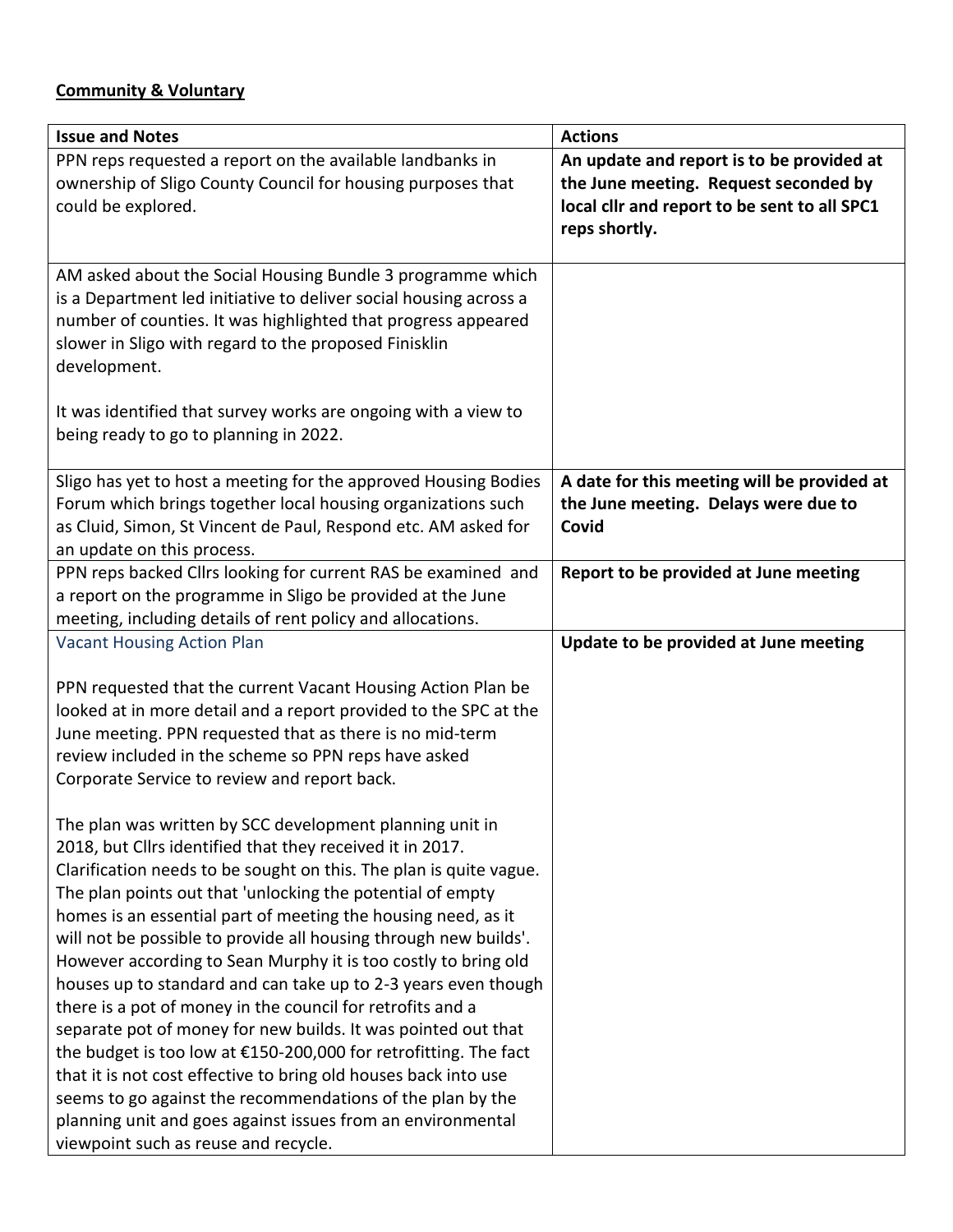**<u>Community & Voluntary</u>**

| Issue and Notes | Actions |
| --- | --- |
| PPN reps requested a report on the available landbanks in ownership of Sligo County Council for housing purposes that could be explored. | **An update and report is to be provided at the June meeting. Request seconded by local cllr and report to be sent to all SPC1 reps shortly.** |
| AM asked about the Social Housing Bundle 3 programme which is a Department led initiative to deliver social housing across a number of counties. It was highlighted that progress appeared slower in Sligo with regard to the proposed Finisklin development.<br><br>It was identified that survey works are ongoing with a view to being ready to go to planning in 2022. | |
| Sligo has yet to host a meeting for the approved Housing Bodies Forum which brings together local housing organizations such as Cluid, Simon, St Vincent de Paul, Respond etc. AM asked for an update on this process. | **A date for this meeting will be provided at the June meeting. Delays were due to Covid** |
| PPN reps backed Cllrs looking for current RAS be examined and a report on the programme in Sligo be provided at the June meeting, including details of rent policy and allocations. | **Report to be provided at June meeting** |
| Vacant Housing Action Plan<br><br>PPN requested that the current Vacant Housing Action Plan be looked at in more detail and a report provided to the SPC at the June meeting. PPN requested that as there is no mid-term review included in the scheme so PPN reps have asked Corporate Service to review and report back.<br><br>The plan was written by SCC development planning unit in 2018, but Cllrs identified that they received it in 2017. Clarification needs to be sought on this. The plan is quite vague. The plan points out that 'unlocking the potential of empty homes is an essential part of meeting the housing need, as it will not be possible to provide all housing through new builds'. However according to Sean Murphy it is too costly to bring old houses up to standard and can take up to 2-3 years even though there is a pot of money in the council for retrofits and a separate pot of money for new builds. It was pointed out that the budget is too low at €150-200,000 for retrofitting. The fact that it is not cost effective to bring old houses back into use seems to go against the recommendations of the plan by the planning unit and goes against issues from an environmental viewpoint such as reuse and recycle. | **Update to be provided at June meeting** |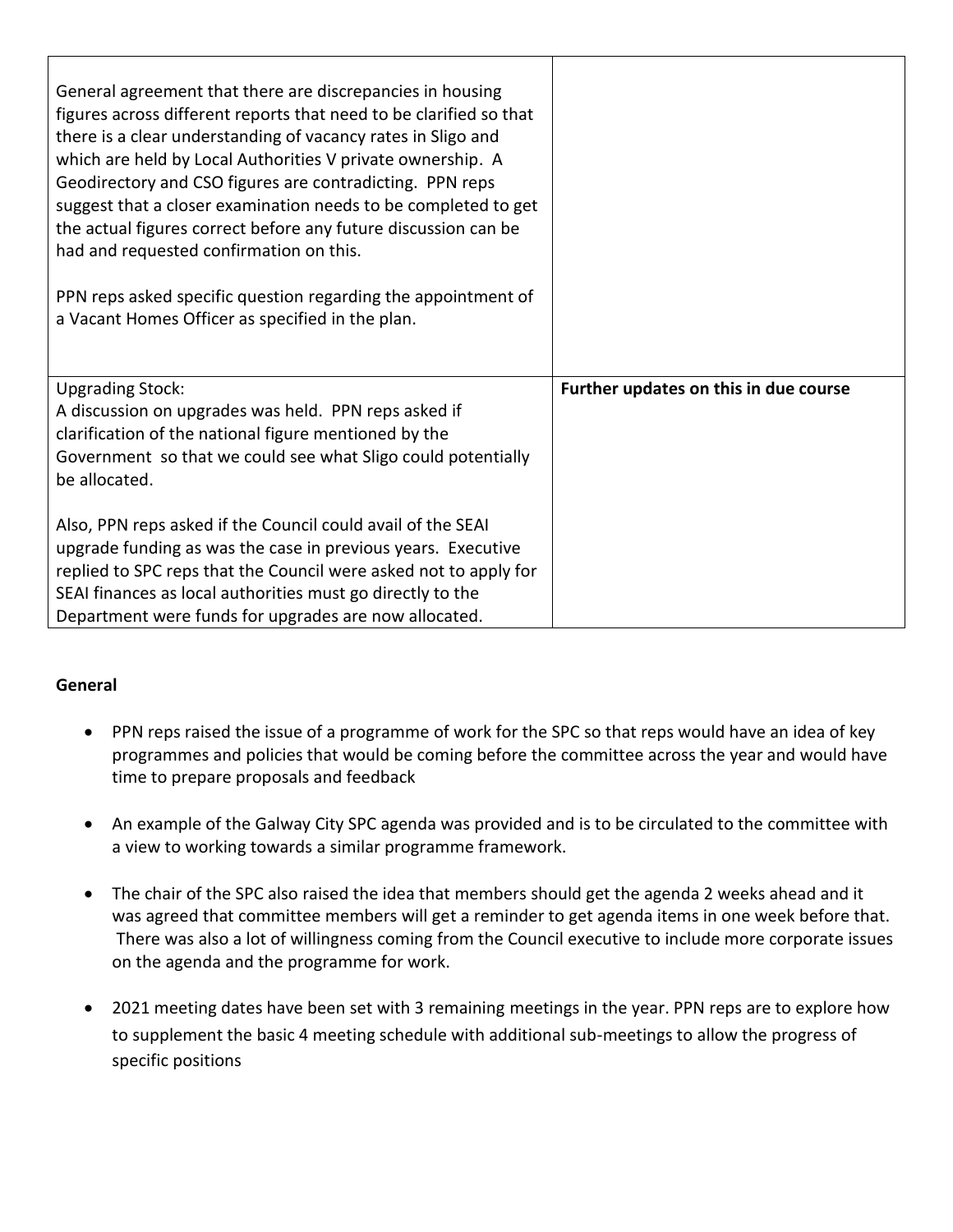| | |
|---|---|
| General agreement that there are discrepancies in housing figures across different reports that need to be clarified so that there is a clear understanding of vacancy rates in Sligo and which are held by Local Authorities V private ownership. A Geodirectory and CSO figures are contradicting. PPN reps suggest that a closer examination needs to be completed to get the actual figures correct before any future discussion can be had and requested confirmation on this.<br><br>PPN reps asked specific question regarding the appointment of a Vacant Homes Officer as specified in the plan. | |
| Upgrading Stock:<br>A discussion on upgrades was held. PPN reps asked if clarification of the national figure mentioned by the Government so that we could see what Sligo could potentially be allocated.<br><br>Also, PPN reps asked if the Council could avail of the SEAI upgrade funding as was the case in previous years. Executive replied to SPC reps that the Council were asked not to apply for SEAI finances as local authorities must go directly to the Department were funds for upgrades are now allocated. | **Further updates on this in due course** |

**General**

- PPN reps raised the issue of a programme of work for the SPC so that reps would have an idea of key programmes and policies that would be coming before the committee across the year and would have time to prepare proposals and feedback

- An example of the Galway City SPC agenda was provided and is to be circulated to the committee with a view to working towards a similar programme framework.

- The chair of the SPC also raised the idea that members should get the agenda 2 weeks ahead and it was agreed that committee members will get a reminder to get agenda items in one week before that. There was also a lot of willingness coming from the Council executive to include more corporate issues on the agenda and the programme for work.

- 2021 meeting dates have been set with 3 remaining meetings in the year. PPN reps are to explore how to supplement the basic 4 meeting schedule with additional sub-meetings to allow the progress of specific positions